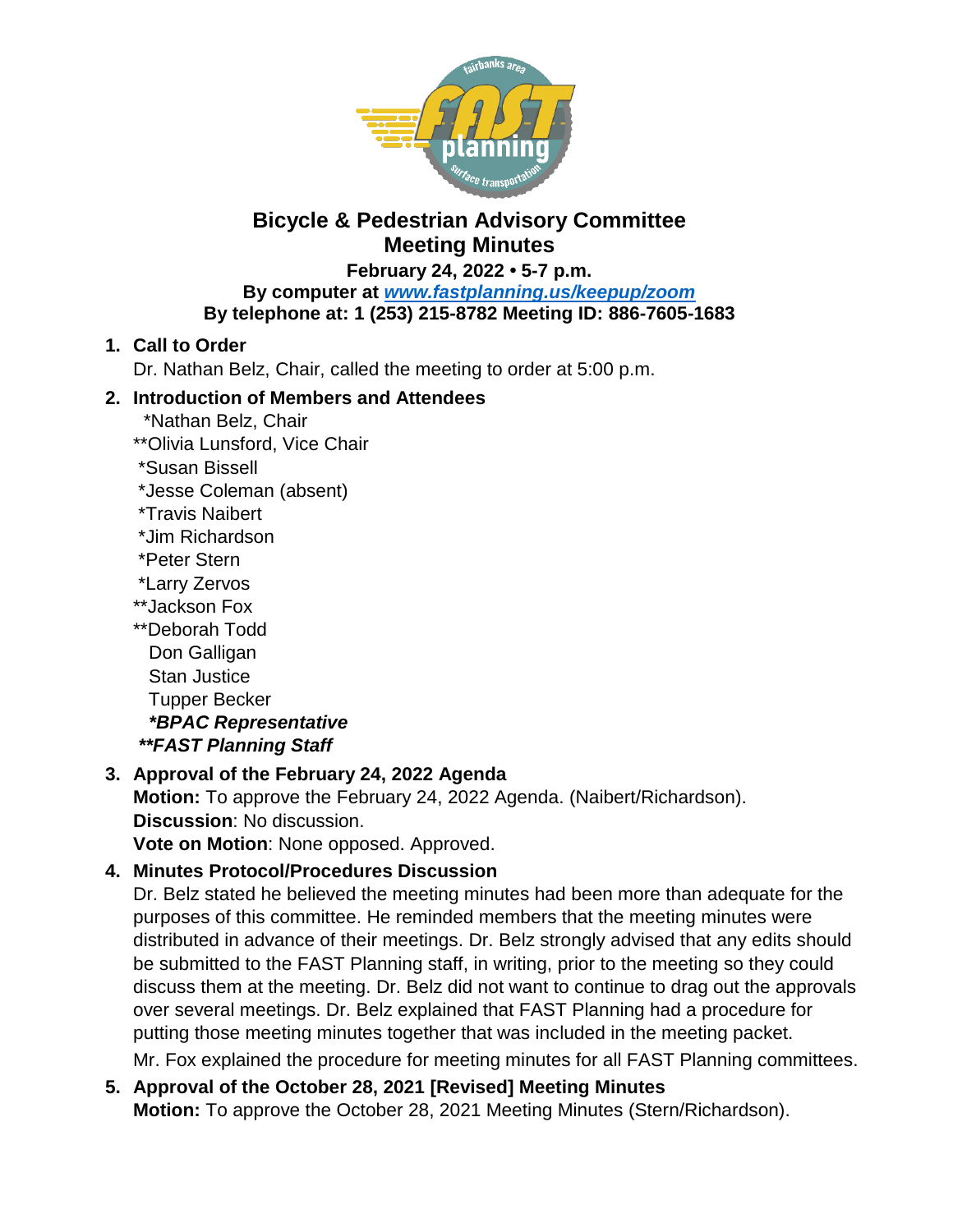# Bicycle & Pedestrian Advisory Committee
## Meeting Minutes

**February 24, 2022 • 5-7 p.m.**
**By computer at [www.fastplanning.us/keepup/zoom](http://www.fastplanning.us/keepup/zoom)**
**By telephone at: 1 (253) 215-8782 Meeting ID: 886-7605-1683**

1. **Call to Order**

   Dr. Nathan Belz, Chair, called the meeting to order at 5:00 p.m.

2. **Introduction of Members and Attendees**

   *Nathan Belz, Chair
   **Olivia Lunsford, Vice Chair
   *Susan Bissell
   *Jesse Coleman (absent)
   *Travis Naibert
   *Jim Richardson
   *Peter Stern
   *Larry Zervos
   **Jackson Fox
   **Deborah Todd
   Don Galligan
   Stan Justice
   Tupper Becker
   ***BPAC Representative***
   *****FAST Planning Staff***

3. **Approval of the February 24, 2022 Agenda**

   **Motion:** To approve the February 24, 2022 Agenda. (Naibert/Richardson).
   **Discussion**: No discussion.
   **Vote on Motion**: None opposed. Approved.

4. **Minutes Protocol/Procedures Discussion**

   Dr. Belz stated he believed the meeting minutes had been more than adequate for the purposes of this committee. He reminded members that the meeting minutes were distributed in advance of their meetings. Dr. Belz strongly advised that any edits should be submitted to the FAST Planning staff, in writing, prior to the meeting so they could discuss them at the meeting. Dr. Belz did not want to continue to drag out the approvals over several meetings. Dr. Belz explained that FAST Planning had a procedure for putting those meeting minutes together that was included in the meeting packet.

   Mr. Fox explained the procedure for meeting minutes for all FAST Planning committees.

5. **Approval of the October 28, 2021 [Revised] Meeting Minutes**

   **Motion:** To approve the October 28, 2021 Meeting Minutes (Stern/Richardson).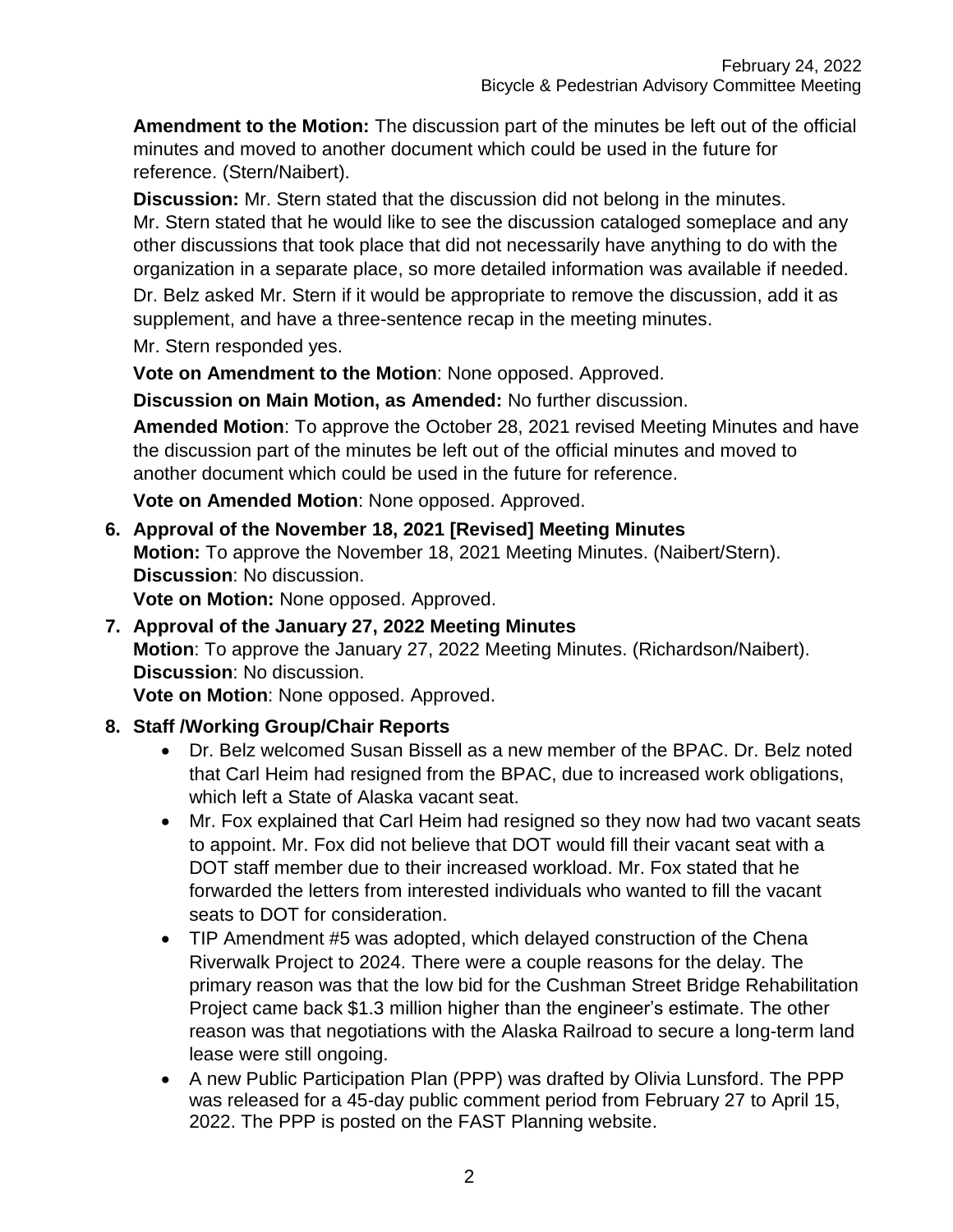**Amendment to the Motion:** The discussion part of the minutes be left out of the official minutes and moved to another document which could be used in the future for reference. (Stern/Naibert).

**Discussion:** Mr. Stern stated that the discussion did not belong in the minutes. Mr. Stern stated that he would like to see the discussion cataloged someplace and any other discussions that took place that did not necessarily have anything to do with the organization in a separate place, so more detailed information was available if needed.

Dr. Belz asked Mr. Stern if it would be appropriate to remove the discussion, add it as supplement, and have a three-sentence recap in the meeting minutes.

Mr. Stern responded yes.

**Vote on Amendment to the Motion**: None opposed. Approved.

**Discussion on Main Motion, as Amended:** No further discussion.

**Amended Motion**: To approve the October 28, 2021 revised Meeting Minutes and have the discussion part of the minutes be left out of the official minutes and moved to another document which could be used in the future for reference.

**Vote on Amended Motion**: None opposed. Approved.

6. **Approval of the November 18, 2021 [Revised] Meeting Minutes**
   **Motion:** To approve the November 18, 2021 Meeting Minutes. (Naibert/Stern).
   **Discussion**: No discussion.
   **Vote on Motion:** None opposed. Approved.

7. **Approval of the January 27, 2022 Meeting Minutes**
   **Motion**: To approve the January 27, 2022 Meeting Minutes. (Richardson/Naibert).
   **Discussion**: No discussion.
   **Vote on Motion**: None opposed. Approved.

8. **Staff /Working Group/Chair Reports**
   - Dr. Belz welcomed Susan Bissell as a new member of the BPAC. Dr. Belz noted that Carl Heim had resigned from the BPAC, due to increased work obligations, which left a State of Alaska vacant seat.
   - Mr. Fox explained that Carl Heim had resigned so they now had two vacant seats to appoint. Mr. Fox did not believe that DOT would fill their vacant seat with a DOT staff member due to their increased workload. Mr. Fox stated that he forwarded the letters from interested individuals who wanted to fill the vacant seats to DOT for consideration.
   - TIP Amendment #5 was adopted, which delayed construction of the Chena Riverwalk Project to 2024. There were a couple reasons for the delay. The primary reason was that the low bid for the Cushman Street Bridge Rehabilitation Project came back $1.3 million higher than the engineer's estimate. The other reason was that negotiations with the Alaska Railroad to secure a long-term land lease were still ongoing.
   - A new Public Participation Plan (PPP) was drafted by Olivia Lunsford. The PPP was released for a 45-day public comment period from February 27 to April 15, 2022. The PPP is posted on the FAST Planning website.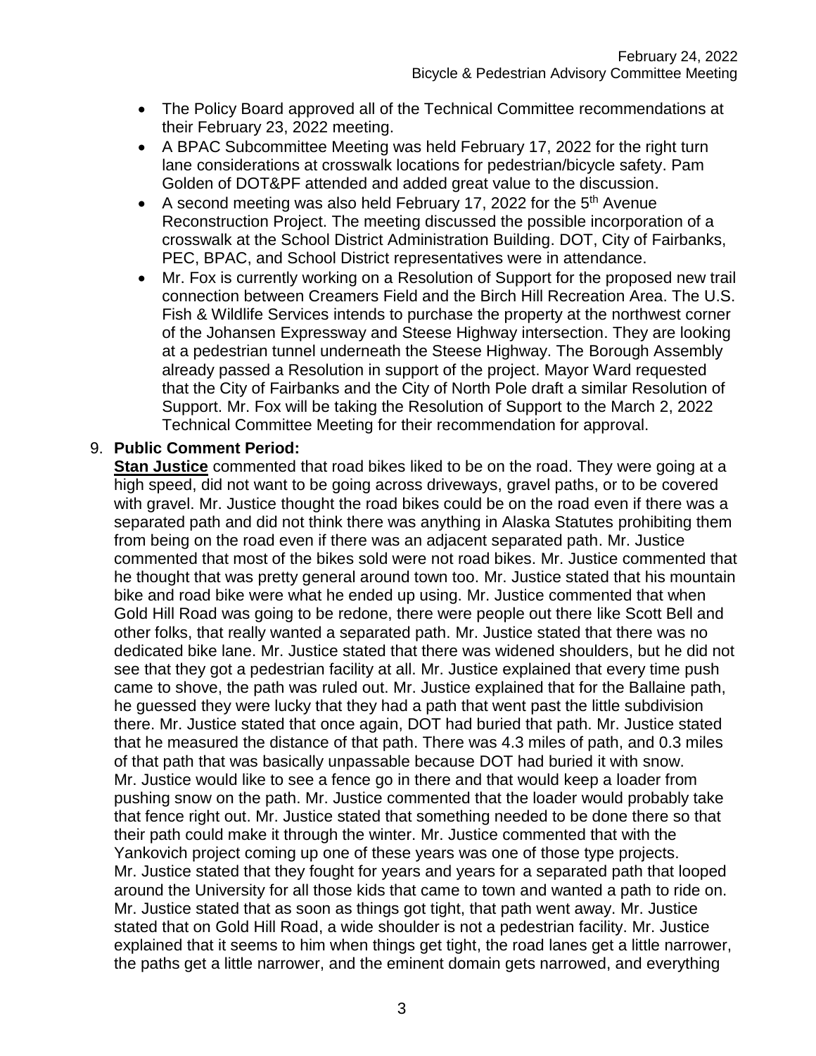- The Policy Board approved all of the Technical Committee recommendations at their February 23, 2022 meeting.
- A BPAC Subcommittee Meeting was held February 17, 2022 for the right turn lane considerations at crosswalk locations for pedestrian/bicycle safety. Pam Golden of DOT&PF attended and added great value to the discussion.
- A second meeting was also held February 17, 2022 for the 5th Avenue Reconstruction Project. The meeting discussed the possible incorporation of a crosswalk at the School District Administration Building. DOT, City of Fairbanks, PEC, BPAC, and School District representatives were in attendance.
- Mr. Fox is currently working on a Resolution of Support for the proposed new trail connection between Creamers Field and the Birch Hill Recreation Area. The U.S. Fish & Wildlife Services intends to purchase the property at the northwest corner of the Johansen Expressway and Steese Highway intersection. They are looking at a pedestrian tunnel underneath the Steese Highway. The Borough Assembly already passed a Resolution in support of the project. Mayor Ward requested that the City of Fairbanks and the City of North Pole draft a similar Resolution of Support. Mr. Fox will be taking the Resolution of Support to the March 2, 2022 Technical Committee Meeting for their recommendation for approval.

9. **Public Comment Period:**

**Stan Justice** commented that road bikes liked to be on the road. They were going at a high speed, did not want to be going across driveways, gravel paths, or to be covered with gravel. Mr. Justice thought the road bikes could be on the road even if there was a separated path and did not think there was anything in Alaska Statutes prohibiting them from being on the road even if there was an adjacent separated path. Mr. Justice commented that most of the bikes sold were not road bikes. Mr. Justice commented that he thought that was pretty general around town too. Mr. Justice stated that his mountain bike and road bike were what he ended up using. Mr. Justice commented that when Gold Hill Road was going to be redone, there were people out there like Scott Bell and other folks, that really wanted a separated path. Mr. Justice stated that there was no dedicated bike lane. Mr. Justice stated that there was widened shoulders, but he did not see that they got a pedestrian facility at all. Mr. Justice explained that every time push came to shove, the path was ruled out. Mr. Justice explained that for the Ballaine path, he guessed they were lucky that they had a path that went past the little subdivision there. Mr. Justice stated that once again, DOT had buried that path. Mr. Justice stated that he measured the distance of that path. There was 4.3 miles of path, and 0.3 miles of that path that was basically unpassable because DOT had buried it with snow. Mr. Justice would like to see a fence go in there and that would keep a loader from pushing snow on the path. Mr. Justice commented that the loader would probably take that fence right out. Mr. Justice stated that something needed to be done there so that their path could make it through the winter. Mr. Justice commented that with the Yankovich project coming up one of these years was one of those type projects. Mr. Justice stated that they fought for years and years for a separated path that looped around the University for all those kids that came to town and wanted a path to ride on. Mr. Justice stated that as soon as things got tight, that path went away. Mr. Justice stated that on Gold Hill Road, a wide shoulder is not a pedestrian facility. Mr. Justice explained that it seems to him when things get tight, the road lanes get a little narrower, the paths get a little narrower, and the eminent domain gets narrowed, and everything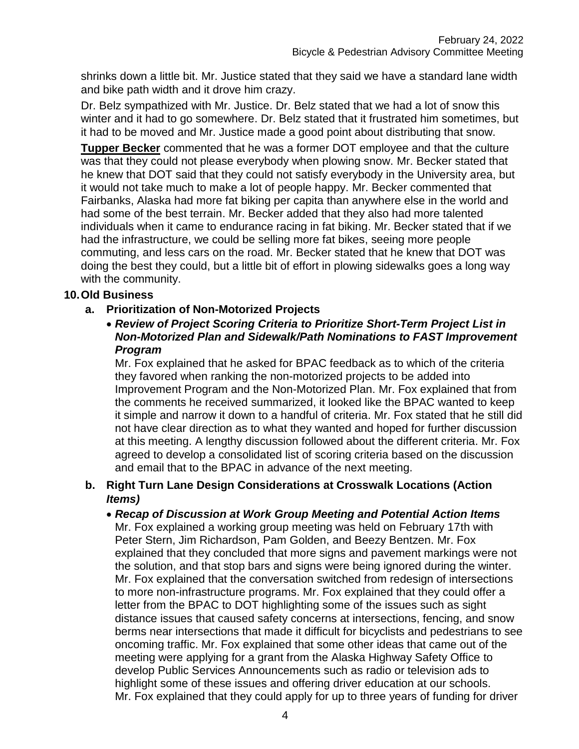shrinks down a little bit. Mr. Justice stated that they said we have a standard lane width and bike path width and it drove him crazy.

Dr. Belz sympathized with Mr. Justice. Dr. Belz stated that we had a lot of snow this winter and it had to go somewhere. Dr. Belz stated that it frustrated him sometimes, but it had to be moved and Mr. Justice made a good point about distributing that snow.

**Tupper Becker** commented that he was a former DOT employee and that the culture was that they could not please everybody when plowing snow. Mr. Becker stated that he knew that DOT said that they could not satisfy everybody in the University area, but it would not take much to make a lot of people happy. Mr. Becker commented that Fairbanks, Alaska had more fat biking per capita than anywhere else in the world and had some of the best terrain. Mr. Becker added that they also had more talented individuals when it came to endurance racing in fat biking. Mr. Becker stated that if we had the infrastructure, we could be selling more fat bikes, seeing more people commuting, and less cars on the road. Mr. Becker stated that he knew that DOT was doing the best they could, but a little bit of effort in plowing sidewalks goes a long way with the community.

## 10. Old Business

### a. Prioritization of Non-Motorized Projects

- ***Review of Project Scoring Criteria to Prioritize Short-Term Project List in Non-Motorized Plan and Sidewalk/Path Nominations to FAST Improvement Program***

  Mr. Fox explained that he asked for BPAC feedback as to which of the criteria they favored when ranking the non-motorized projects to be added into Improvement Program and the Non-Motorized Plan. Mr. Fox explained that from the comments he received summarized, it looked like the BPAC wanted to keep it simple and narrow it down to a handful of criteria. Mr. Fox stated that he still did not have clear direction as to what they wanted and hoped for further discussion at this meeting. A lengthy discussion followed about the different criteria. Mr. Fox agreed to develop a consolidated list of scoring criteria based on the discussion and email that to the BPAC in advance of the next meeting.

### b. Right Turn Lane Design Considerations at Crosswalk Locations (Action *Items)*

- ***Recap of Discussion at Work Group Meeting and Potential Action Items***

  Mr. Fox explained a working group meeting was held on February 17th with Peter Stern, Jim Richardson, Pam Golden, and Beezy Bentzen. Mr. Fox explained that they concluded that more signs and pavement markings were not the solution, and that stop bars and signs were being ignored during the winter. Mr. Fox explained that the conversation switched from redesign of intersections to more non-infrastructure programs. Mr. Fox explained that they could offer a letter from the BPAC to DOT highlighting some of the issues such as sight distance issues that caused safety concerns at intersections, fencing, and snow berms near intersections that made it difficult for bicyclists and pedestrians to see oncoming traffic. Mr. Fox explained that some other ideas that came out of the meeting were applying for a grant from the Alaska Highway Safety Office to develop Public Services Announcements such as radio or television ads to highlight some of these issues and offering driver education at our schools. Mr. Fox explained that they could apply for up to three years of funding for driver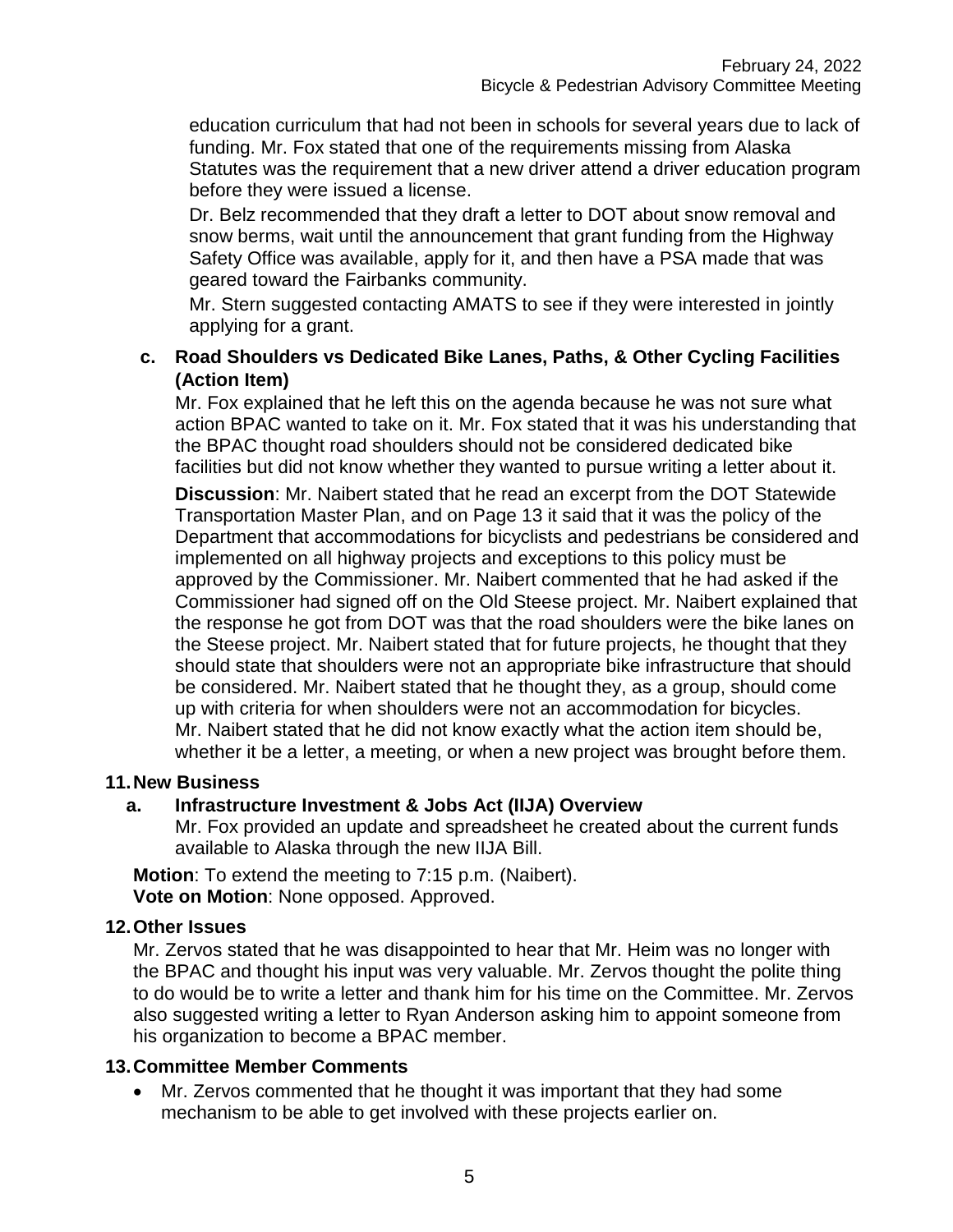education curriculum that had not been in schools for several years due to lack of funding. Mr. Fox stated that one of the requirements missing from Alaska Statutes was the requirement that a new driver attend a driver education program before they were issued a license.

Dr. Belz recommended that they draft a letter to DOT about snow removal and snow berms, wait until the announcement that grant funding from the Highway Safety Office was available, apply for it, and then have a PSA made that was geared toward the Fairbanks community.

Mr. Stern suggested contacting AMATS to see if they were interested in jointly applying for a grant.

**c. Road Shoulders vs Dedicated Bike Lanes, Paths, & Other Cycling Facilities (Action Item)**

Mr. Fox explained that he left this on the agenda because he was not sure what action BPAC wanted to take on it. Mr. Fox stated that it was his understanding that the BPAC thought road shoulders should not be considered dedicated bike facilities but did not know whether they wanted to pursue writing a letter about it.

**Discussion**: Mr. Naibert stated that he read an excerpt from the DOT Statewide Transportation Master Plan, and on Page 13 it said that it was the policy of the Department that accommodations for bicyclists and pedestrians be considered and implemented on all highway projects and exceptions to this policy must be approved by the Commissioner. Mr. Naibert commented that he had asked if the Commissioner had signed off on the Old Steese project. Mr. Naibert explained that the response he got from DOT was that the road shoulders were the bike lanes on the Steese project. Mr. Naibert stated that for future projects, he thought that they should state that shoulders were not an appropriate bike infrastructure that should be considered. Mr. Naibert stated that he thought they, as a group, should come up with criteria for when shoulders were not an accommodation for bicycles. Mr. Naibert stated that he did not know exactly what the action item should be, whether it be a letter, a meeting, or when a new project was brought before them.

## 11. New Business

**a. Infrastructure Investment & Jobs Act (IIJA) Overview**

Mr. Fox provided an update and spreadsheet he created about the current funds available to Alaska through the new IIJA Bill.

**Motion**: To extend the meeting to 7:15 p.m. (Naibert).
**Vote on Motion**: None opposed. Approved.

## 12. Other Issues

Mr. Zervos stated that he was disappointed to hear that Mr. Heim was no longer with the BPAC and thought his input was very valuable. Mr. Zervos thought the polite thing to do would be to write a letter and thank him for his time on the Committee. Mr. Zervos also suggested writing a letter to Ryan Anderson asking him to appoint someone from his organization to become a BPAC member.

## 13. Committee Member Comments

- Mr. Zervos commented that he thought it was important that they had some mechanism to be able to get involved with these projects earlier on.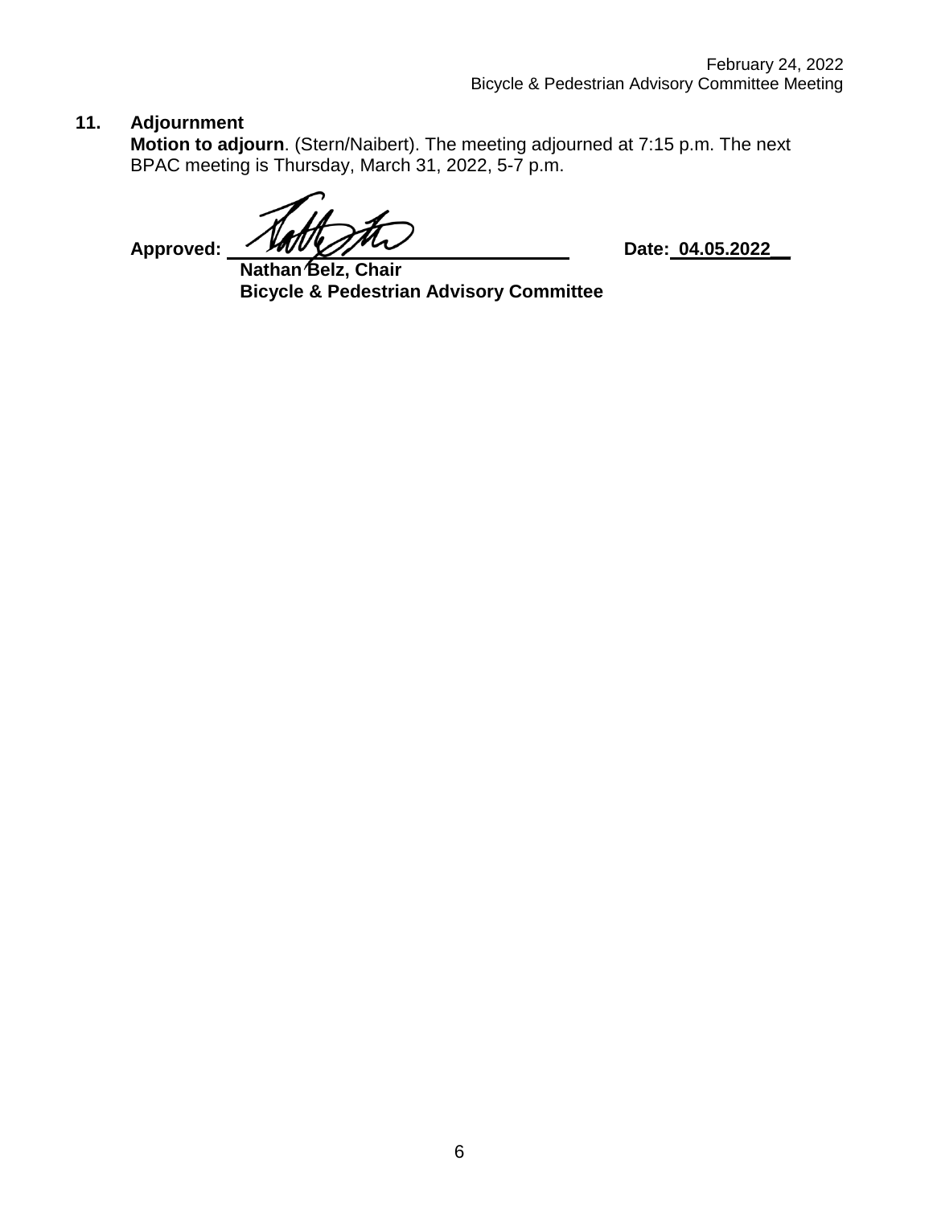## 11. Adjournment

**Motion to adjourn**. (Stern/Naibert). The meeting adjourned at 7:15 p.m. The next BPAC meeting is Thursday, March 31, 2022, 5-7 p.m.

**Approved:** ______________________________ **Date:** 04.05.2022

**Nathan Belz, Chair**
**Bicycle & Pedestrian Advisory Committee**